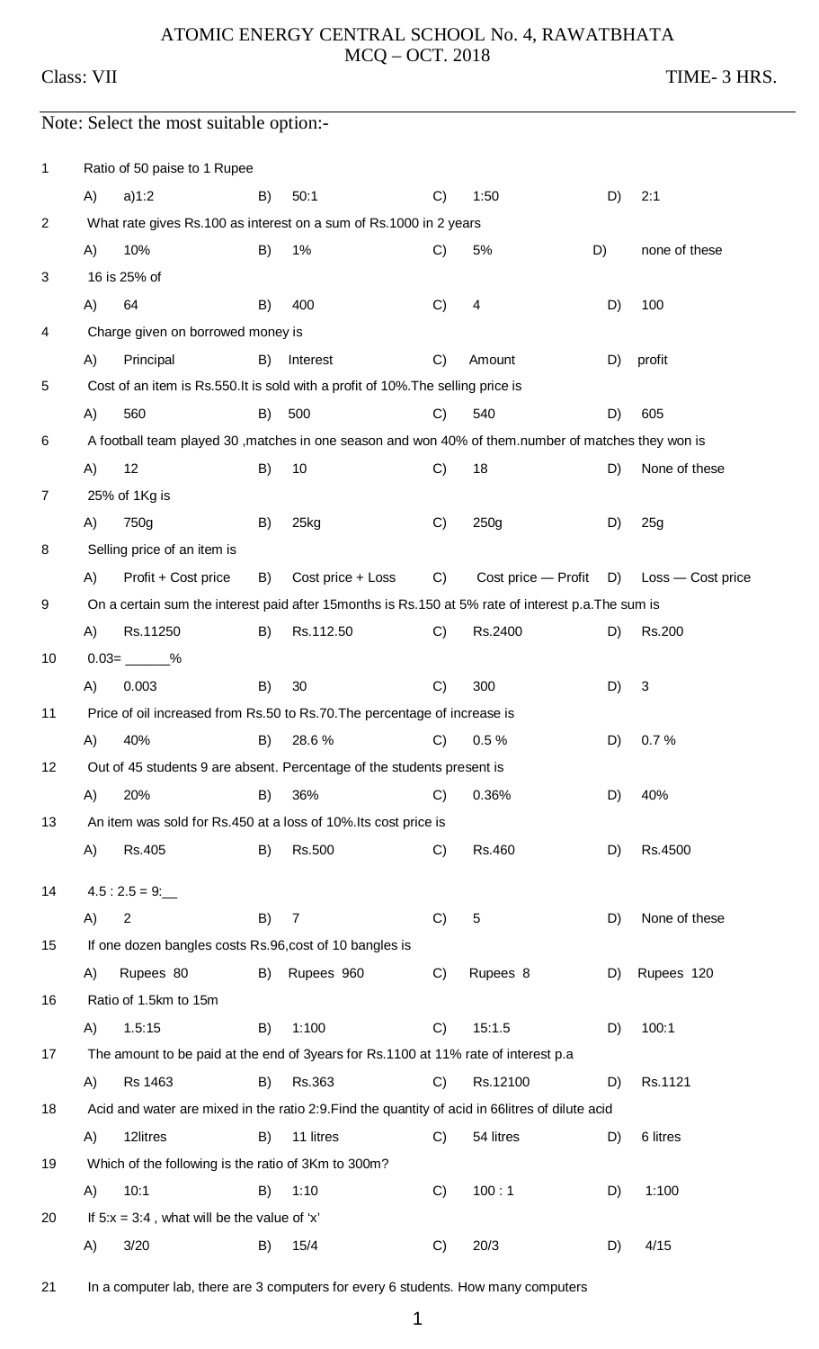# ATOMIC ENERGY CENTRAL SCHOOL No. 4, RAWATBHATA

## MCQ – OCT. 2018

Class: VII TIME- 3 HRS.

Note: Select the most suitable option:-

1. Ratio of 50 paise to 1 Rupee

   A) a)1:2 B) 50:1 C) 1:50 D) 2:1

2. What rate gives Rs.100 as interest on a sum of Rs.1000 in 2 years

   A) 10% B) 1% C) 5% D) none of these

3. 16 is 25% of

   A) 64 B) 400 C) 4 D) 100

4. Charge given on borrowed money is

   A) Principal B) Interest C) Amount D) profit

5. Cost of an item is Rs.550.It is sold with a profit of 10%.The selling price is

   A) 560 B) 500 C) 540 D) 605

6. A football team played 30 ,matches in one season and won 40% of them.number of matches they won is

   A) 12 B) 10 C) 18 D) None of these

7. 25% of 1Kg is

   A) 750g B) 25kg C) 250g D) 25g

8. Selling price of an item is

   A) Profit + Cost price B) Cost price + Loss C) Cost price — Profit D) Loss — Cost price

9. On a certain sum the interest paid after 15months is Rs.150 at 5% rate of interest p.a.The sum is

   A) Rs.11250 B) Rs.112.50 C) Rs.2400 D) Rs.200

10. 0.03= ______%

    A) 0.003 B) 30 C) 300 D) 3

11. Price of oil increased from Rs.50 to Rs.70.The percentage of increase is

    A) 40% B) 28.6 % C) 0.5 % D) 0.7 %

12. Out of 45 students 9 are absent. Percentage of the students present is

    A) 20% B) 36% C) 0.36% D) 40%

13. An item was sold for Rs.450 at a loss of 10%.Its cost price is

    A) Rs.405 B) Rs.500 C) Rs.460 D) Rs.4500

14. 4.5 : 2.5 = 9:__

    A) 2 B) 7 C) 5 D) None of these

15. If one dozen bangles costs Rs.96,cost of 10 bangles is

    A) Rupees 80 B) Rupees 960 C) Rupees 8 D) Rupees 120

16. Ratio of 1.5km to 15m

    A) 1.5:15 B) 1:100 C) 15:1.5 D) 100:1

17. The amount to be paid at the end of 3years for Rs.1100 at 11% rate of interest p.a

    A) Rs 1463 B) Rs.363 C) Rs.12100 D) Rs.1121

18. Acid and water are mixed in the ratio 2:9.Find the quantity of acid in 66litres of dilute acid

    A) 12litres B) 11 litres C) 54 litres D) 6 litres

19. Which of the following is the ratio of 3Km to 300m?

    A) 10:1 B) 1:10 C) 100 : 1 D) 1:100

20. If 5:x = 3:4 , what will be the value of 'x'

    A) 3/20 B) 15/4 C) 20/3 D) 4/15

21. In a computer lab, there are 3 computers for every 6 students. How many computers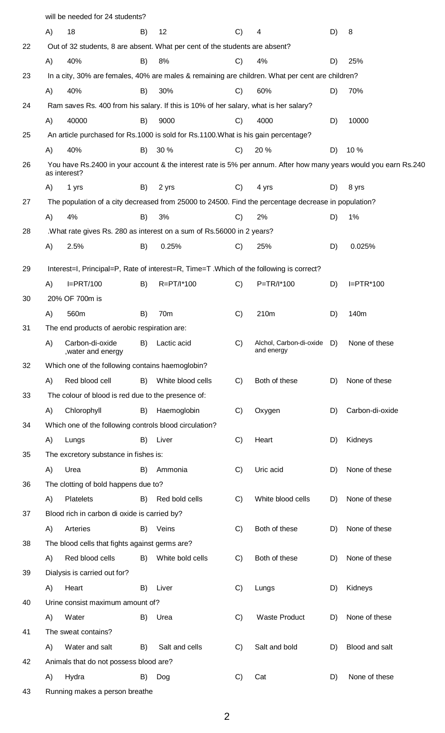will be needed for 24 students?

A) 18 B) 12 C) 4 D) 8

22 Out of 32 students, 8 are absent. What per cent of the students are absent?

A) 40% B) 8% C) 4% D) 25%

23 In a city, 30% are females, 40% are males & remaining are children. What per cent are children?

A) 40% B) 30% C) 60% D) 70%

24 Ram saves Rs. 400 from his salary. If this is 10% of her salary, what is her salary?

A) 40000 B) 9000 C) 4000 D) 10000

25 An article purchased for Rs.1000 is sold for Rs.1100.What is his gain percentage?

A) 40% B) 30 % C) 20 % D) 10 %

26 You have Rs.2400 in your account & the interest rate is 5% per annum. After how many years would you earn Rs.240 as interest?

A) 1 yrs B) 2 yrs C) 4 yrs D) 8 yrs

27 The population of a city decreased from 25000 to 24500. Find the percentage decrease in population?

A) 4% B) 3% C) 2% D) 1%

28 .What rate gives Rs. 280 as interest on a sum of Rs.56000 in 2 years?

A) 2.5% B) 0.25% C) 25% D) 0.025%

29 Interest=I, Principal=P, Rate of interest=R, Time=T .Which of the following is correct?

A) I=PRT/100 B) R=PT/I*100 C) P=TR/I*100 D) I=PTR*100

30 20% OF 700m is

A) 560m B) 70m C) 210m D) 140m

31 The end products of aerobic respiration are:

A) Carbon-di-oxide ,water and energy B) Lactic acid C) Alchol, Carbon-di-oxide and energy D) None of these

32 Which one of the following contains haemoglobin?

A) Red blood cell B) White blood cells C) Both of these D) None of these

33 The colour of blood is red due to the presence of:

A) Chlorophyll B) Haemoglobin C) Oxygen D) Carbon-di-oxide

34 Which one of the following controls blood circulation?

A) Lungs B) Liver C) Heart D) Kidneys

35 The excretory substance in fishes is:

A) Urea B) Ammonia C) Uric acid D) None of these

36 The clotting of bold happens due to?

A) Platelets B) Red bold cells C) White blood cells D) None of these

37 Blood rich in carbon di oxide is carried by?

A) Arteries B) Veins C) Both of these D) None of these

38 The blood cells that fights against germs are?

A) Red blood cells B) White bold cells C) Both of these D) None of these

39 Dialysis is carried out for?

A) Heart B) Liver C) Lungs D) Kidneys

40 Urine consist maximum amount of?

A) Water B) Urea C) Waste Product D) None of these

41 The sweat contains?

A) Water and salt B) Salt and cells C) Salt and bold D) Blood and salt

42 Animals that do not possess blood are?

A) Hydra B) Dog C) Cat D) None of these

43 Running makes a person breathe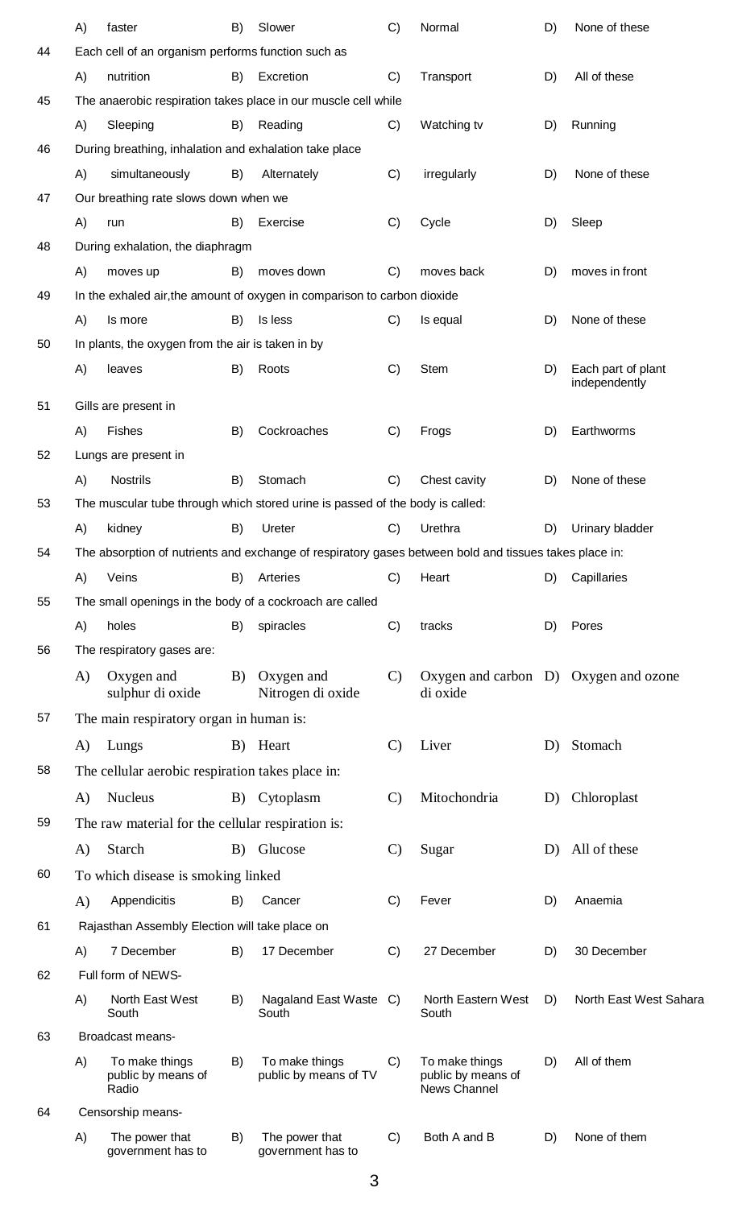| | | | | | | | |
|---|---|---|---|---|---|---|---|
| A) | faster | B) | Slower | C) | Normal | D) | None of these |

44 Each cell of an organism performs function such as

| | | | | | | | |
|---|---|---|---|---|---|---|---|
| A) | nutrition | B) | Excretion | C) | Transport | D) | All of these |

45 The anaerobic respiration takes place in our muscle cell while

| | | | | | | | |
|---|---|---|---|---|---|---|---|
| A) | Sleeping | B) | Reading | C) | Watching tv | D) | Running |

46 During breathing, inhalation and exhalation take place

| | | | | | | | |
|---|---|---|---|---|---|---|---|
| A) | simultaneously | B) | Alternately | C) | irregularly | D) | None of these |

47 Our breathing rate slows down when we

| | | | | | | | |
|---|---|---|---|---|---|---|---|
| A) | run | B) | Exercise | C) | Cycle | D) | Sleep |

48 During exhalation, the diaphragm

| | | | | | | | |
|---|---|---|---|---|---|---|---|
| A) | moves up | B) | moves down | C) | moves back | D) | moves in front |

49 In the exhaled air,the amount of oxygen in comparison to carbon dioxide

| | | | | | | | |
|---|---|---|---|---|---|---|---|
| A) | Is more | B) | Is less | C) | Is equal | D) | None of these |

50 In plants, the oxygen from the air is taken in by

| | | | | | | | |
|---|---|---|---|---|---|---|---|
| A) | leaves | B) | Roots | C) | Stem | D) | Each part of plant independently |

51 Gills are present in

| | | | | | | | |
|---|---|---|---|---|---|---|---|
| A) | Fishes | B) | Cockroaches | C) | Frogs | D) | Earthworms |

52 Lungs are present in

| | | | | | | | |
|---|---|---|---|---|---|---|---|
| A) | Nostrils | B) | Stomach | C) | Chest cavity | D) | None of these |

53 The muscular tube through which stored urine is passed of the body is called:

| | | | | | | | |
|---|---|---|---|---|---|---|---|
| A) | kidney | B) | Ureter | C) | Urethra | D) | Urinary bladder |

54 The absorption of nutrients and exchange of respiratory gases between bold and tissues take place in:

| | | | | | | | |
|---|---|---|---|---|---|---|---|
| A) | Veins | B) | Arteries | C) | Heart | D) | Capillaries |

55 The small openings in the body of a cockroach are called

| | | | | | | | |
|---|---|---|---|---|---|---|---|
| A) | holes | B) | spiracles | C) | tracks | D) | Pores |

56 The respiratory gases are:

| | | | | | | | |
|---|---|---|---|---|---|---|---|
| A) | Oxygen and sulphur di oxide | B) | Oxygen and Nitrogen di oxide | C) | Oxygen and carbon di oxide | D) | Oxygen and ozone |

57 The main respiratory organ in human is:

| | | | | | | | |
|---|---|---|---|---|---|---|---|
| A) | Lungs | B) | Heart | C) | Liver | D) | Stomach |

58 The cellular aerobic respiration takes place in:

| | | | | | | | |
|---|---|---|---|---|---|---|---|
| A) | Nucleus | B) | Cytoplasm | C) | Mitochondria | D) | Chloroplast |

59 The raw material for the cellular respiration is:

| | | | | | | | |
|---|---|---|---|---|---|---|---|
| A) | Starch | B) | Glucose | C) | Sugar | D) | All of these |

60 To which disease is smoking linked

| | | | | | | | |
|---|---|---|---|---|---|---|---|
| A) | Appendicitis | B) | Cancer | C) | Fever | D) | Anaemia |

61 Rajasthan Assembly Election will take place on

| | | | | | | | |
|---|---|---|---|---|---|---|---|
| A) | 7 December | B) | 17 December | C) | 27 December | D) | 30 December |

62 Full form of NEWS-

| | | | | | | | |
|---|---|---|---|---|---|---|---|
| A) | North East West South | B) | Nagaland East Waste South | C) | North Eastern West South | D) | North East West Sahara |

63 Broadcast means-

| | | | | | | | |
|---|---|---|---|---|---|---|---|
| A) | To make things public by means of Radio | B) | To make things public by means of TV | C) | To make things public by means of News Channel | D) | All of them |

64 Censorship means-

| | | | | | | | |
|---|---|---|---|---|---|---|---|
| A) | The power that government has to | B) | The power that government has to | C) | Both A and B | D) | None of them |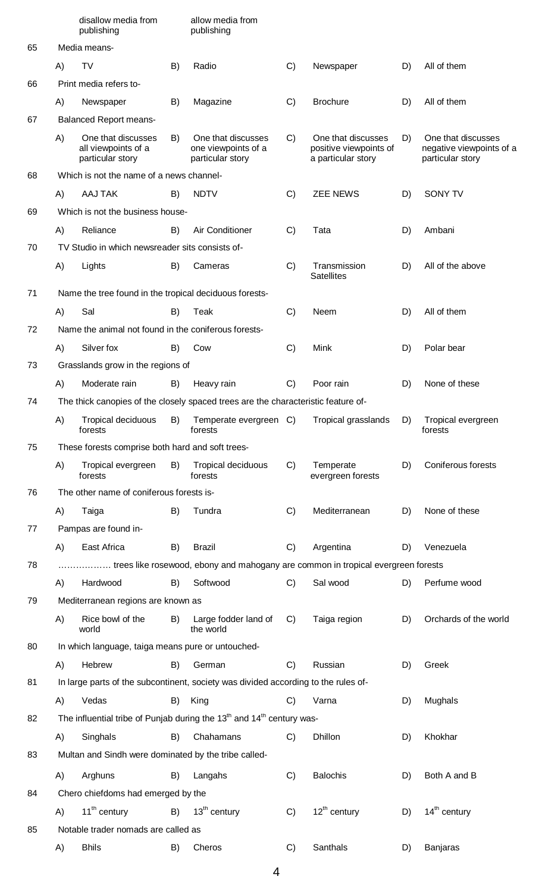| | | | | | | | | |
|---|---|---|---|---|---|---|---|---|
| | | disallow media from publishing | | allow media from publishing | | | | |
| 65 | Media means- | | | | | | | |
| | A) | TV | B) | Radio | C) | Newspaper | D) | All of them |
| 66 | Print media refers to- | | | | | | | |
| | A) | Newspaper | B) | Magazine | C) | Brochure | D) | All of them |
| 67 | Balanced Report means- | | | | | | | |
| | A) | One that discusses all viewpoints of a particular story | B) | One that discusses one viewpoints of a particular story | C) | One that discusses positive viewpoints of a particular story | D) | One that discusses negative viewpoints of a particular story |
| 68 | Which is not the name of a news channel- | | | | | | | |
| | A) | AAJ TAK | B) | NDTV | C) | ZEE NEWS | D) | SONY TV |
| 69 | Which is not the business house- | | | | | | | |
| | A) | Reliance | B) | Air Conditioner | C) | Tata | D) | Ambani |
| 70 | TV Studio in which newsreader sits consists of- | | | | | | | |
| | A) | Lights | B) | Cameras | C) | Transmission Satellites | D) | All of the above |
| 71 | Name the tree found in the tropical deciduous forests- | | | | | | | |
| | A) | Sal | B) | Teak | C) | Neem | D) | All of them |
| 72 | Name the animal not found in the coniferous forests- | | | | | | | |
| | A) | Silver fox | B) | Cow | C) | Mink | D) | Polar bear |
| 73 | Grasslands grow in the regions of | | | | | | | |
| | A) | Moderate rain | B) | Heavy rain | C) | Poor rain | D) | None of these |
| 74 | The thick canopies of the closely spaced trees are the characteristic feature of- | | | | | | | |
| | A) | Tropical deciduous forests | B) | Temperate evergreen forests | C) | Tropical grasslands | D) | Tropical evergreen forests |
| 75 | These forests comprise both hard and soft trees- | | | | | | | |
| | A) | Tropical evergreen forests | B) | Tropical deciduous forests | C) | Temperate evergreen forests | D) | Coniferous forests |
| 76 | The other name of coniferous forests is- | | | | | | | |
| | A) | Taiga | B) | Tundra | C) | Mediterranean | D) | None of these |
| 77 | Pampas are found in- | | | | | | | |
| | A) | East Africa | B) | Brazil | C) | Argentina | D) | Venezuela |
| 78 | ……………… trees like rosewood, ebony and mahogany are common in tropical evergreen forests | | | | | | | |
| | A) | Hardwood | B) | Softwood | C) | Sal wood | D) | Perfume wood |
| 79 | Mediterranean regions are known as | | | | | | | |
| | A) | Rice bowl of the world | B) | Large fodder land of the world | C) | Taiga region | D) | Orchards of the world |
| 80 | In which language, taiga means pure or untouched- | | | | | | | |
| | A) | Hebrew | B) | German | C) | Russian | D) | Greek |
| 81 | In large parts of the subcontinent, society was divided according to the rules of- | | | | | | | |
| | A) | Vedas | B) | King | C) | Varna | D) | Mughals |
| 82 | The influential tribe of Punjab during the 13th and 14th century was- | | | | | | | |
| | A) | Singhals | B) | Chahamans | C) | Dhillon | D) | Khokhar |
| 83 | Multan and Sindh were dominated by the tribe called- | | | | | | | |
| | A) | Arghuns | B) | Langahs | C) | Balochis | D) | Both A and B |
| 84 | Chero chiefdoms had emerged by the | | | | | | | |
| | A) | 11th century | B) | 13th century | C) | 12th century | D) | 14th century |
| 85 | Notable trader nomads are called as | | | | | | | |
| | A) | Bhils | B) | Cheros | C) | Santhals | D) | Banjaras |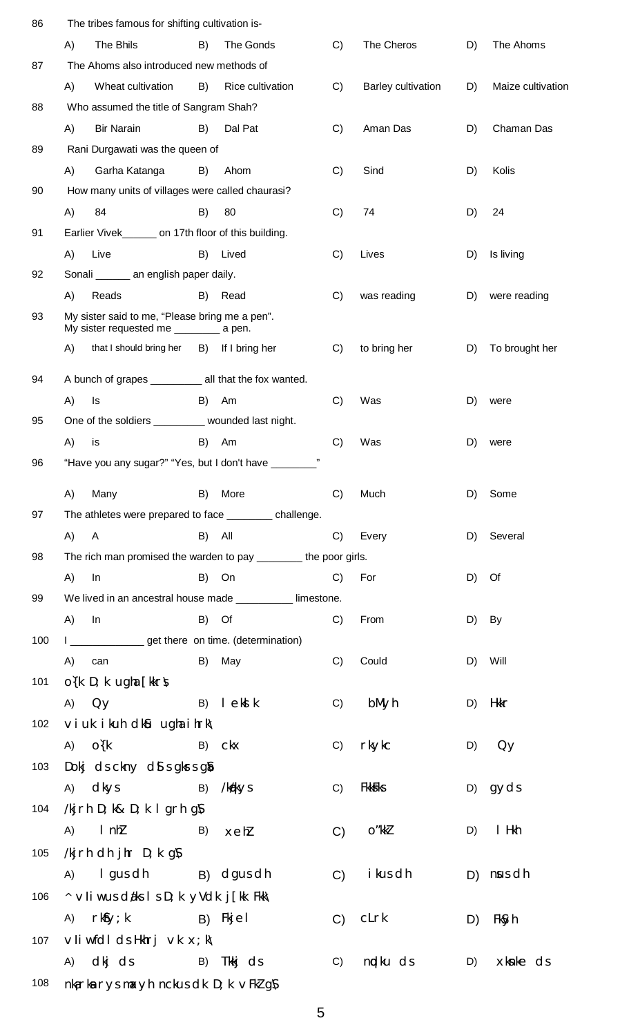86 The tribes famous for shifting cultivation is-

| A) The Bhils | B) The Gonds | C) The Cheros | D) The Ahoms |
|---|---|---|---|

87 The Ahoms also introduced new methods of

| A) Wheat cultivation | B) Rice cultivation | C) Barley cultivation | D) Maize cultivation |
|---|---|---|---|

88 Who assumed the title of Sangram Shah?

| A) Bir Narain | B) Dal Pat | C) Aman Das | D) Chaman Das |
|---|---|---|---|

89 Rani Durgawati was the queen of

| A) Garha Katanga | B) Ahom | C) Sind | D) Kolis |
|---|---|---|---|

90 How many units of villages were called chaurasi?

| A) 84 | B) 80 | C) 74 | D) 24 |
|---|---|---|---|

91 Earlier Vivek______ on 17th floor of this building.

| A) Live | B) Lived | C) Lives | D) Is living |
|---|---|---|---|

92 Sonali ______ an english paper daily.

| A) Reads | B) Read | C) was reading | D) were reading |
|---|---|---|---|

93 My sister said to me, "Please bring me a pen".
My sister requested me ________ a pen.

| A) that I should bring her | B) If I bring her | C) to bring her | D) To brought her |
|---|---|---|---|

94 A bunch of grapes _________ all that the fox wanted.

| A) Is | B) Am | C) Was | D) were |
|---|---|---|---|

95 One of the soldiers _________ wounded last night.

| A) is | B) Am | C) Was | D) were |
|---|---|---|---|

96 "Have you any sugar?" "Yes, but I don't have ________"

| A) Many | B) More | C) Much | D) Some |
|---|---|---|---|

97 The athletes were prepared to face ________ challenge.

| A) A | B) All | C) Every | D) Several |
|---|---|---|---|

98 The rich man promised the warden to pay ________ the poor girls.

| A) In | B) On | C) For | D) Of |
|---|---|---|---|

99 We lived in an ancestral house made __________ limestone.

| A) In | B) Of | C) From | D) By |
|---|---|---|---|

100 I _____________ get there on time. (determination)

| A) can | B) May | C) Could | D) Will |
|---|---|---|---|

101 o{k D; k ugha [kkrs\

| A) Qy | B) l eksl k | C) bMyh | D) Hkkr |
|---|---|---|---|

102 v i uk i kuh dkSu ugha ihrk\

| A) o{k | B) ckx | C) rkykc | D) Qy |
|---|---|---|---|

103 Dokj ds cknv dS s gksrs gS

| A) dkys | B) /kqys | C) FkksFks | D) gYds |
|---|---|---|---|

104 /kjrh D; k& D; k l grh g\$

| A) l nhZ | B) xehZ | C) o"kkZ | D) l Hkh |
|---|---|---|---|

105 /kjrh dh jhr D; k g\$

| A) l gus dh | B) dgus dh | C) ikus dh | D) nsus dh |
|---|---|---|---|

106 ^v i us dU/ks l s D; k yVdk j[kk Fkk\

| A) rkSfy; k | B) Fkjel | C) cLrk | D) FkSyh |
|---|---|---|---|

107 v i wfdl ds Hkhrj vk x; k\

| A) dkj ds | B) Tkkj ds | C) nqdku ds | D) xksnke ds |
|---|---|---|---|

108 nkarksa rys maxyh ncckus dk D; k vFkZ g\$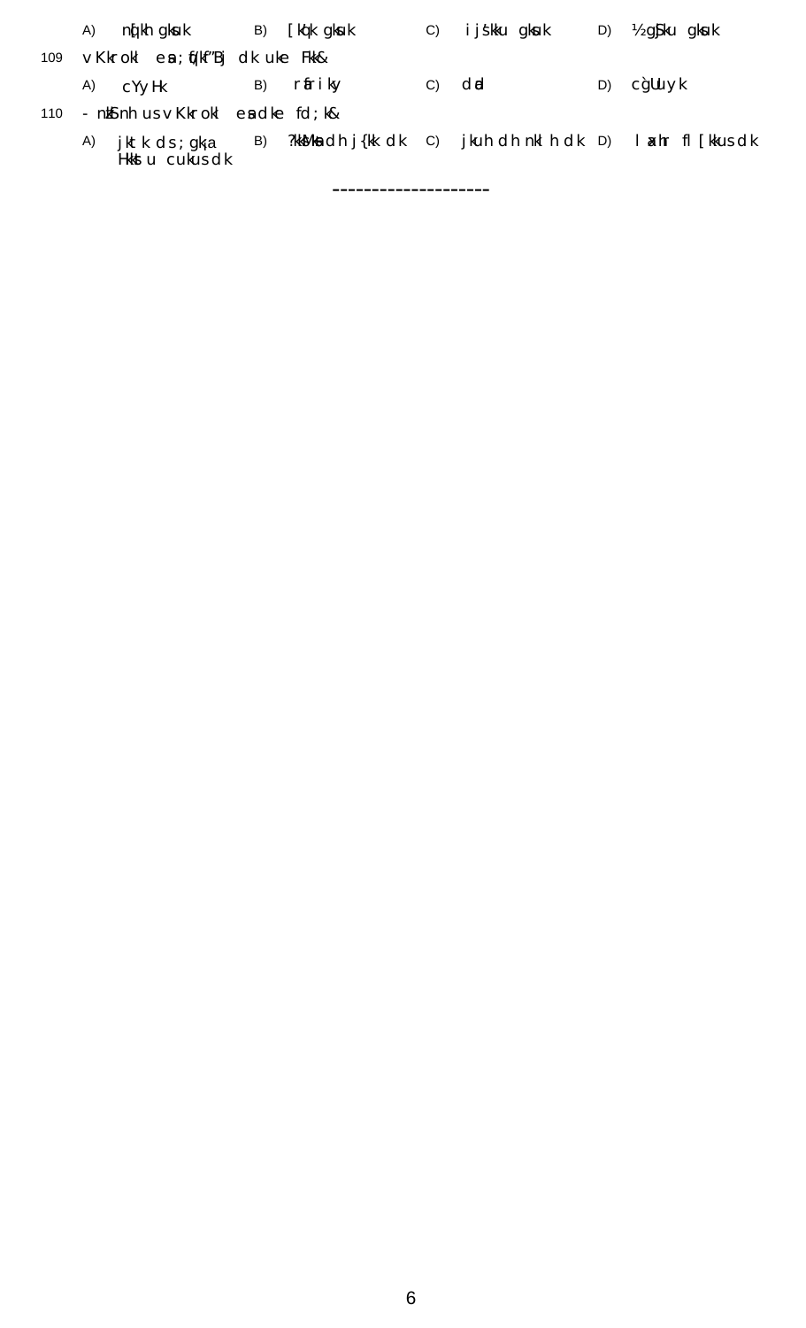A) nq[kh gksuk B) [kq'k gksuk C) ijs'kku gksuk D) ½gS~ku gksuk

109 vKkrokl esa ;qf/kf"Bj dk uke Fkk&

A) cYyHk B) rfURkiky C) dad D) cg̀Uuyk

110 - nkSinh us vKkrokl esa dke fd;k&

A) jktk ds ;gk¡ Hkkstu cukus dk B) ?kksMksa dh j{kk dk C) jkuh dh nklh dk D) laxhr fl[kkus dk

--------------------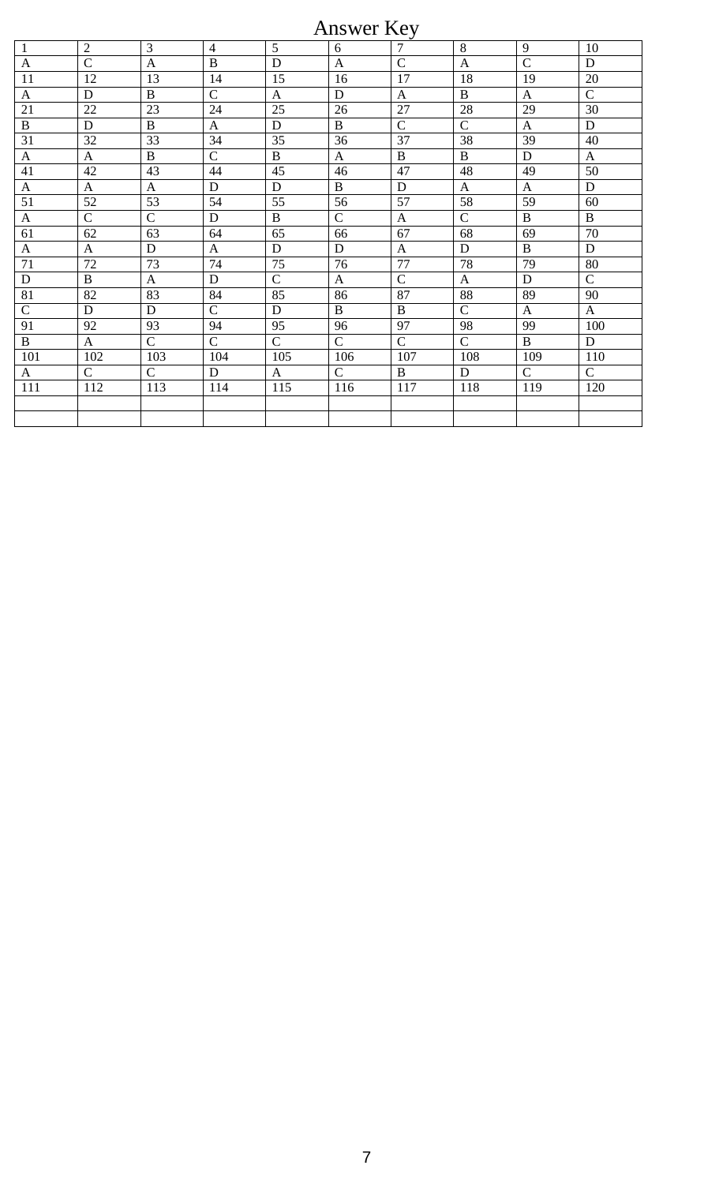# Answer Key

| | | | | | | | | | |
|---|---|---|---|---|---|---|---|---|---|
| 1 | 2 | 3 | 4 | 5 | 6 | 7 | 8 | 9 | 10 |
| A | C | A | B | D | A | C | A | C | D |
| 11 | 12 | 13 | 14 | 15 | 16 | 17 | 18 | 19 | 20 |
| A | D | B | C | A | D | A | B | A | C |
| 21 | 22 | 23 | 24 | 25 | 26 | 27 | 28 | 29 | 30 |
| B | D | B | A | D | B | C | C | A | D |
| 31 | 32 | 33 | 34 | 35 | 36 | 37 | 38 | 39 | 40 |
| A | A | B | C | B | A | B | B | D | A |
| 41 | 42 | 43 | 44 | 45 | 46 | 47 | 48 | 49 | 50 |
| A | A | A | D | D | B | D | A | A | D |
| 51 | 52 | 53 | 54 | 55 | 56 | 57 | 58 | 59 | 60 |
| A | C | C | D | B | C | A | C | B | B |
| 61 | 62 | 63 | 64 | 65 | 66 | 67 | 68 | 69 | 70 |
| A | A | D | A | D | D | A | D | B | D |
| 71 | 72 | 73 | 74 | 75 | 76 | 77 | 78 | 79 | 80 |
| D | B | A | D | C | A | C | A | D | C |
| 81 | 82 | 83 | 84 | 85 | 86 | 87 | 88 | 89 | 90 |
| C | D | D | C | D | B | B | C | A | A |
| 91 | 92 | 93 | 94 | 95 | 96 | 97 | 98 | 99 | 100 |
| B | A | C | C | C | C | C | C | B | D |
| 101 | 102 | 103 | 104 | 105 | 106 | 107 | 108 | 109 | 110 |
| A | C | C | D | A | C | B | D | C | C |
| 111 | 112 | 113 | 114 | 115 | 116 | 117 | 118 | 119 | 120 |
| | | | | | | | | | |
| | | | | | | | | | |